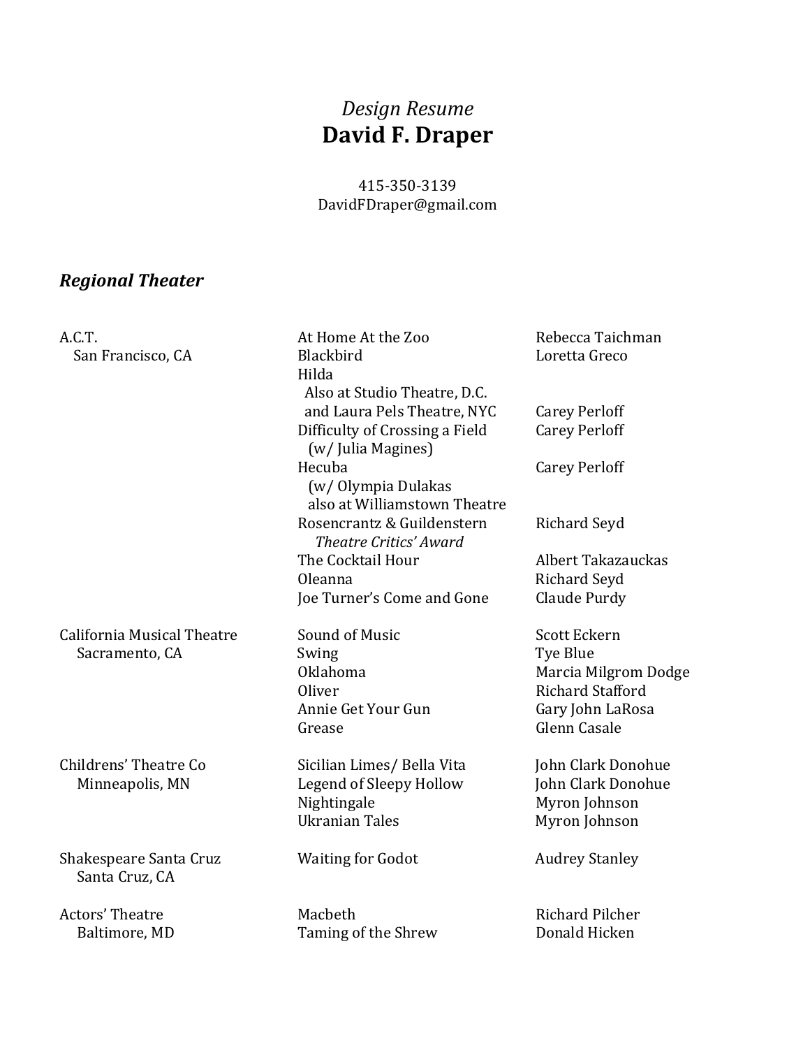*Design Resume*

# David F. Draper

415-350-3139
DavidFDraper@gmail.com

## *Regional Theater*

| Theater | Production | Director |
|---|---|---|
| A.C.T.<br>San Francisco, CA | At Home At the Zoo | Rebecca Taichman |
| | Blackbird | Loretta Greco |
| | Hilda<br>Also at Studio Theatre, D.C.<br>and Laura Pels Theatre, NYC | Carey Perloff |
| | Difficulty of Crossing a Field<br>(w/ Julia Magines) | Carey Perloff |
| | Hecuba<br>(w/ Olympia Dulakas<br>also at Williamstown Theatre | Carey Perloff |
| | Rosencrantz & Guildenstern<br>*Theatre Critics' Award* | Richard Seyd |
| | The Cocktail Hour | Albert Takazauckas |
| | Oleanna | Richard Seyd |
| | Joe Turner's Come and Gone | Claude Purdy |
| California Musical Theatre<br>Sacramento, CA | Sound of Music | Scott Eckern |
| | Swing | Tye Blue |
| | Oklahoma | Marcia Milgrom Dodge |
| | Oliver | Richard Stafford |
| | Annie Get Your Gun | Gary John LaRosa |
| | Grease | Glenn Casale |
| Childrens' Theatre Co<br>Minneapolis, MN | Sicilian Limes/ Bella Vita | John Clark Donohue |
| | Legend of Sleepy Hollow | John Clark Donohue |
| | Nightingale | Myron Johnson |
| | Ukranian Tales | Myron Johnson |
| Shakespeare Santa Cruz<br>Santa Cruz, CA | Waiting for Godot | Audrey Stanley |
| Actors' Theatre<br>Baltimore, MD | Macbeth | Richard Pilcher |
| | Taming of the Shrew | Donald Hicken |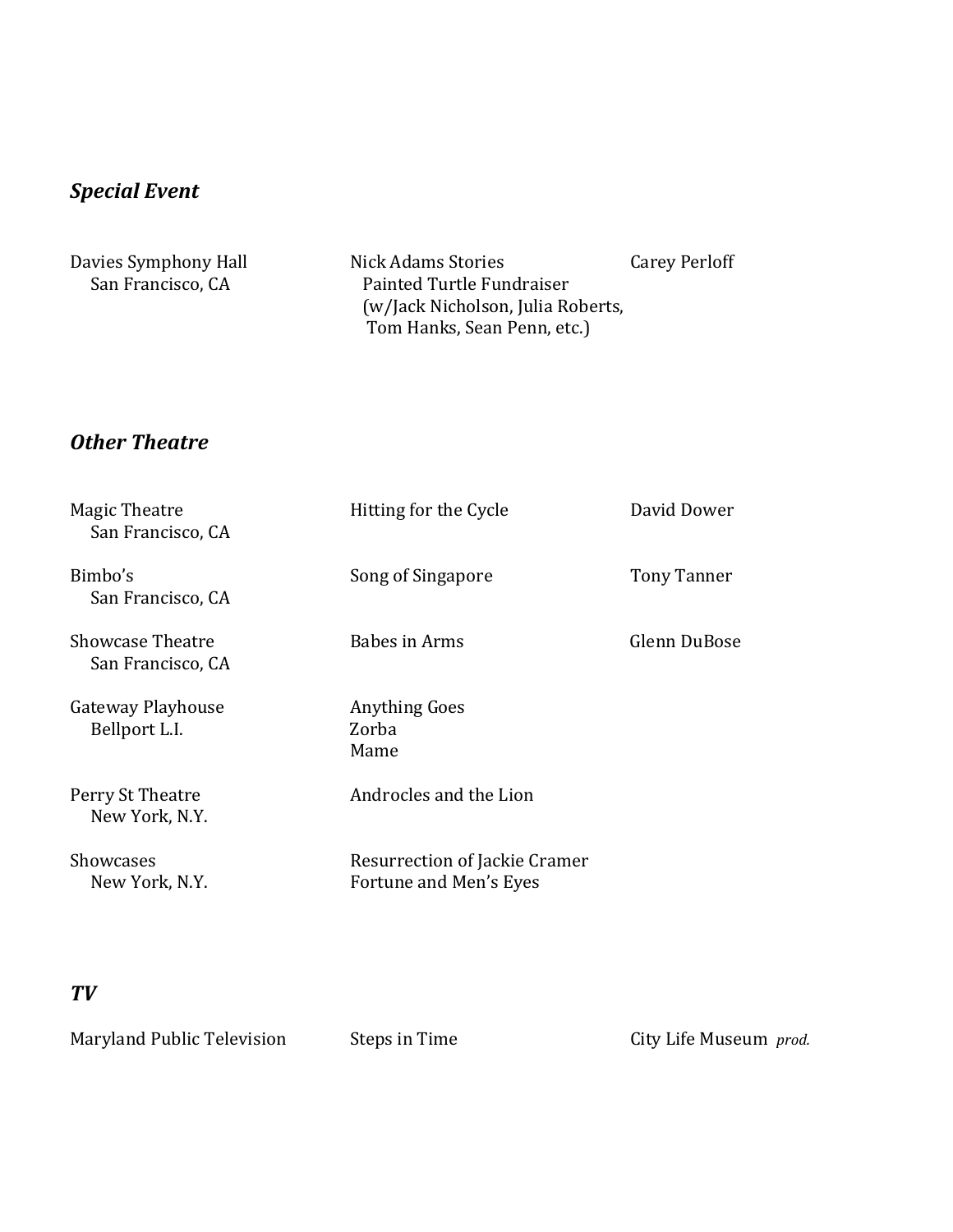### *Special Event*

| | | |
|---|---|---|
| Davies Symphony Hall<br>San Francisco, CA | Nick Adams Stories<br>Painted Turtle Fundraiser<br>(w/Jack Nicholson, Julia Roberts, Tom Hanks, Sean Penn, etc.) | Carey Perloff |

### *Other Theatre*

| | | |
|---|---|---|
| Magic Theatre<br>San Francisco, CA | Hitting for the Cycle | David Dower |
| Bimbo's<br>San Francisco, CA | Song of Singapore | Tony Tanner |
| Showcase Theatre<br>San Francisco, CA | Babes in Arms | Glenn DuBose |
| Gateway Playhouse<br>Bellport L.I. | Anything Goes<br>Zorba<br>Mame | |
| Perry St Theatre<br>New York, N.Y. | Androcles and the Lion | |
| Showcases<br>New York, N.Y. | Resurrection of Jackie Cramer<br>Fortune and Men's Eyes | |

### *TV*

| | | |
|---|---|---|
| Maryland Public Television | Steps in Time | City Life Museum *prod.* |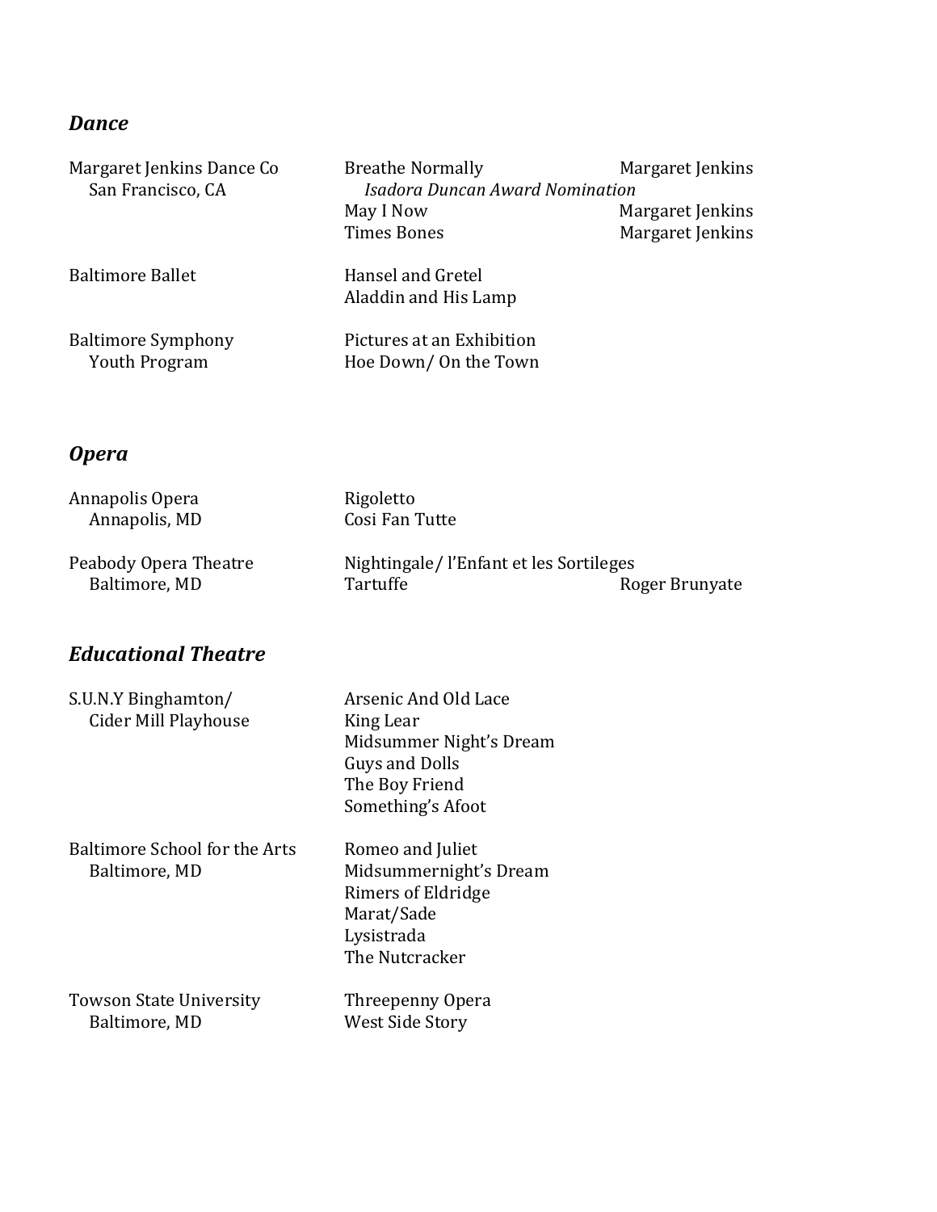## *Dance*

| | | |
|---|---|---|
| Margaret Jenkins Dance Co<br>San Francisco, CA | Breathe Normally<br>*Isadora Duncan Award Nomination* | Margaret Jenkins |
| | May I Now | Margaret Jenkins |
| | Times Bones | Margaret Jenkins |
| Baltimore Ballet | Hansel and Gretel | |
| | Aladdin and His Lamp | |
| Baltimore Symphony<br>Youth Program | Pictures at an Exhibition | |
| | Hoe Down/ On the Town | |

## *Opera*

| | | |
|---|---|---|
| Annapolis Opera<br>Annapolis, MD | Rigoletto | |
| | Cosi Fan Tutte | |
| Peabody Opera Theatre<br>Baltimore, MD | Nightingale/ l'Enfant et les Sortileges | |
| | Tartuffe | Roger Brunyate |

## *Educational Theatre*

| | |
|---|---|
| S.U.N.Y Binghamton/<br>Cider Mill Playhouse | Arsenic And Old Lace |
| | King Lear |
| | Midsummer Night's Dream |
| | Guys and Dolls |
| | The Boy Friend |
| | Something's Afoot |
| Baltimore School for the Arts<br>Baltimore, MD | Romeo and Juliet |
| | Midsummernight's Dream |
| | Rimers of Eldridge |
| | Marat/Sade |
| | Lysistrada |
| | The Nutcracker |
| Towson State University<br>Baltimore, MD | Threepenny Opera |
| | West Side Story |